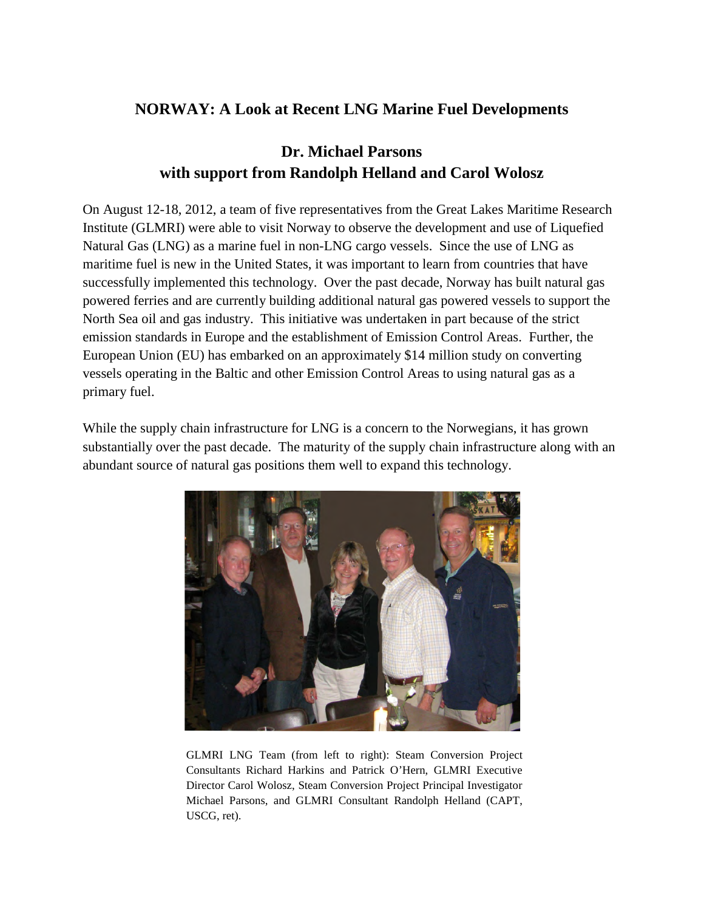# NORWAY: A Look at Recent LNG Marine Fuel Developments

## Dr. Michael Parsons
## with support from Randolph Helland and Carol Wolosz

On August 12-18, 2012, a team of five representatives from the Great Lakes Maritime Research Institute (GLMRI) were able to visit Norway to observe the development and use of Liquefied Natural Gas (LNG) as a marine fuel in non-LNG cargo vessels. Since the use of LNG as maritime fuel is new in the United States, it was important to learn from countries that have successfully implemented this technology. Over the past decade, Norway has built natural gas powered ferries and are currently building additional natural gas powered vessels to support the North Sea oil and gas industry. This initiative was undertaken in part because of the strict emission standards in Europe and the establishment of Emission Control Areas. Further, the European Union (EU) has embarked on an approximately $14 million study on converting vessels operating in the Baltic and other Emission Control Areas to using natural gas as a primary fuel.

While the supply chain infrastructure for LNG is a concern to the Norwegians, it has grown substantially over the past decade. The maturity of the supply chain infrastructure along with an abundant source of natural gas positions them well to expand this technology.

GLMRI LNG Team (from left to right): Steam Conversion Project Consultants Richard Harkins and Patrick O'Hern, GLMRI Executive Director Carol Wolosz, Steam Conversion Project Principal Investigator Michael Parsons, and GLMRI Consultant Randolph Helland (CAPT, USCG, ret).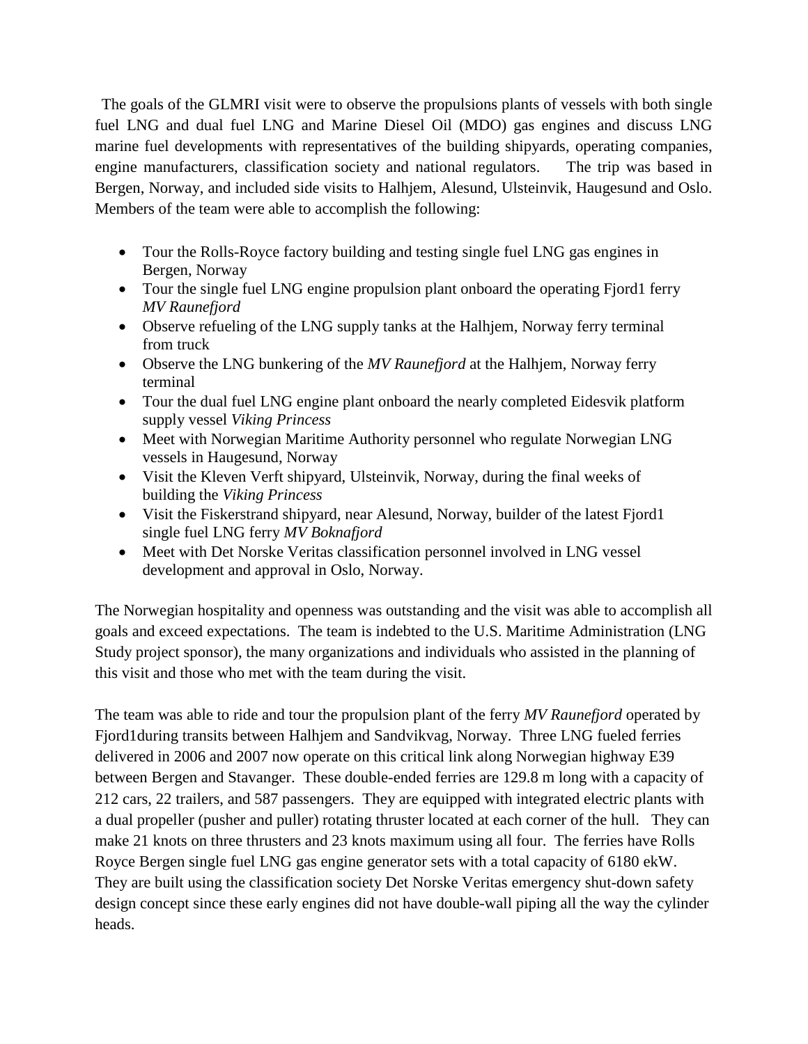The goals of the GLMRI visit were to observe the propulsions plants of vessels with both single fuel LNG and dual fuel LNG and Marine Diesel Oil (MDO) gas engines and discuss LNG marine fuel developments with representatives of the building shipyards, operating companies, engine manufacturers, classification society and national regulators. The trip was based in Bergen, Norway, and included side visits to Halhjem, Alesund, Ulsteinvik, Haugesund and Oslo. Members of the team were able to accomplish the following:

- Tour the Rolls-Royce factory building and testing single fuel LNG gas engines in Bergen, Norway
- Tour the single fuel LNG engine propulsion plant onboard the operating Fjord1 ferry *MV Raunefjord*
- Observe refueling of the LNG supply tanks at the Halhjem, Norway ferry terminal from truck
- Observe the LNG bunkering of the *MV Raunefjord* at the Halhjem, Norway ferry terminal
- Tour the dual fuel LNG engine plant onboard the nearly completed Eidesvik platform supply vessel *Viking Princess*
- Meet with Norwegian Maritime Authority personnel who regulate Norwegian LNG vessels in Haugesund, Norway
- Visit the Kleven Verft shipyard, Ulsteinvik, Norway, during the final weeks of building the *Viking Princess*
- Visit the Fiskerstrand shipyard, near Alesund, Norway, builder of the latest Fjord1 single fuel LNG ferry *MV Boknafjord*
- Meet with Det Norske Veritas classification personnel involved in LNG vessel development and approval in Oslo, Norway.

The Norwegian hospitality and openness was outstanding and the visit was able to accomplish all goals and exceed expectations. The team is indebted to the U.S. Maritime Administration (LNG Study project sponsor), the many organizations and individuals who assisted in the planning of this visit and those who met with the team during the visit.

The team was able to ride and tour the propulsion plant of the ferry *MV Raunefjord* operated by Fjord1during transits between Halhjem and Sandvikvag, Norway. Three LNG fueled ferries delivered in 2006 and 2007 now operate on this critical link along Norwegian highway E39 between Bergen and Stavanger. These double-ended ferries are 129.8 m long with a capacity of 212 cars, 22 trailers, and 587 passengers. They are equipped with integrated electric plants with a dual propeller (pusher and puller) rotating thruster located at each corner of the hull. They can make 21 knots on three thrusters and 23 knots maximum using all four. The ferries have Rolls Royce Bergen single fuel LNG gas engine generator sets with a total capacity of 6180 ekW. They are built using the classification society Det Norske Veritas emergency shut-down safety design concept since these early engines did not have double-wall piping all the way the cylinder heads.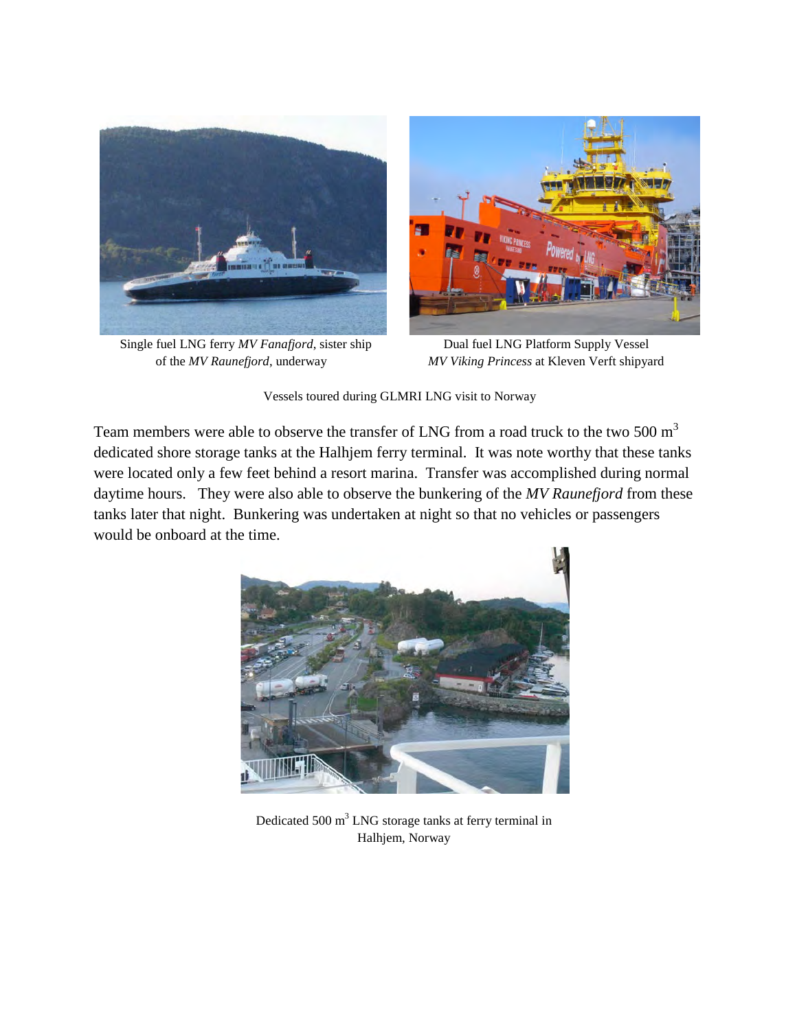Single fuel LNG ferry *MV Fanafjord*, sister ship of the *MV Raunefjord*, underway

Dual fuel LNG Platform Supply Vessel *MV Viking Princess* at Kleven Verft shipyard

Vessels toured during GLMRI LNG visit to Norway

Team members were able to observe the transfer of LNG from a road truck to the two 500 $m^3$ dedicated shore storage tanks at the Halhjem ferry terminal. It was note worthy that these tanks were located only a few feet behind a resort marina. Transfer was accomplished during normal daytime hours. They were also able to observe the bunkering of the *MV Raunefjord* from these tanks later that night. Bunkering was undertaken at night so that no vehicles or passengers would be onboard at the time.

Dedicated 500 $m^3$ LNG storage tanks at ferry terminal in Halhjem, Norway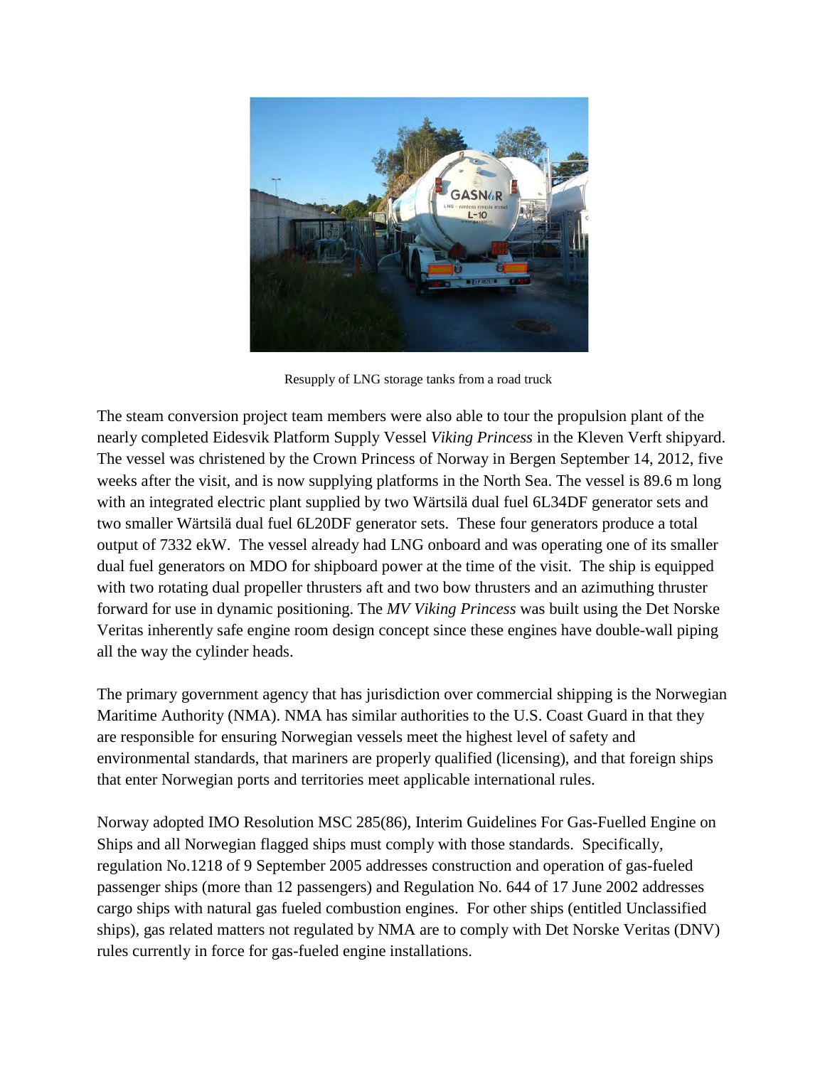Resupply of LNG storage tanks from a road truck

The steam conversion project team members were also able to tour the propulsion plant of the nearly completed Eidesvik Platform Supply Vessel *Viking Princess* in the Kleven Verft shipyard. The vessel was christened by the Crown Princess of Norway in Bergen September 14, 2012, five weeks after the visit, and is now supplying platforms in the North Sea. The vessel is 89.6 m long with an integrated electric plant supplied by two Wärtsilä dual fuel 6L34DF generator sets and two smaller Wärtsilä dual fuel 6L20DF generator sets. These four generators produce a total output of 7332 ekW. The vessel already had LNG onboard and was operating one of its smaller dual fuel generators on MDO for shipboard power at the time of the visit. The ship is equipped with two rotating dual propeller thrusters aft and two bow thrusters and an azimuthing thruster forward for use in dynamic positioning. The *MV Viking Princess* was built using the Det Norske Veritas inherently safe engine room design concept since these engines have double-wall piping all the way the cylinder heads.

The primary government agency that has jurisdiction over commercial shipping is the Norwegian Maritime Authority (NMA). NMA has similar authorities to the U.S. Coast Guard in that they are responsible for ensuring Norwegian vessels meet the highest level of safety and environmental standards, that mariners are properly qualified (licensing), and that foreign ships that enter Norwegian ports and territories meet applicable international rules.

Norway adopted IMO Resolution MSC 285(86), Interim Guidelines For Gas-Fuelled Engine on Ships and all Norwegian flagged ships must comply with those standards. Specifically, regulation No.1218 of 9 September 2005 addresses construction and operation of gas-fueled passenger ships (more than 12 passengers) and Regulation No. 644 of 17 June 2002 addresses cargo ships with natural gas fueled combustion engines. For other ships (entitled Unclassified ships), gas related matters not regulated by NMA are to comply with Det Norske Veritas (DNV) rules currently in force for gas-fueled engine installations.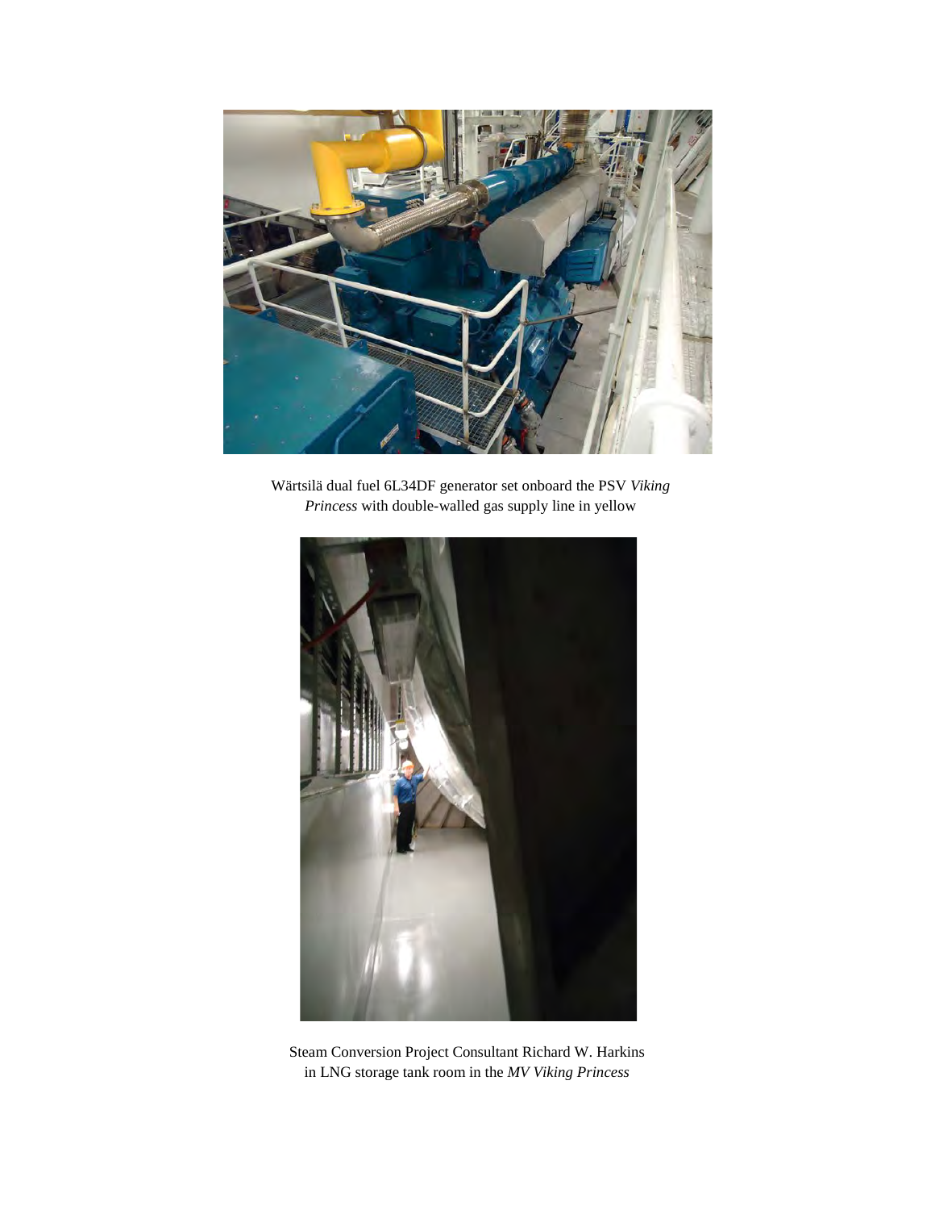Wärtsilä dual fuel 6L34DF generator set onboard the PSV *Viking Princess* with double-walled gas supply line in yellow

Steam Conversion Project Consultant Richard W. Harkins in LNG storage tank room in the *MV Viking Princess*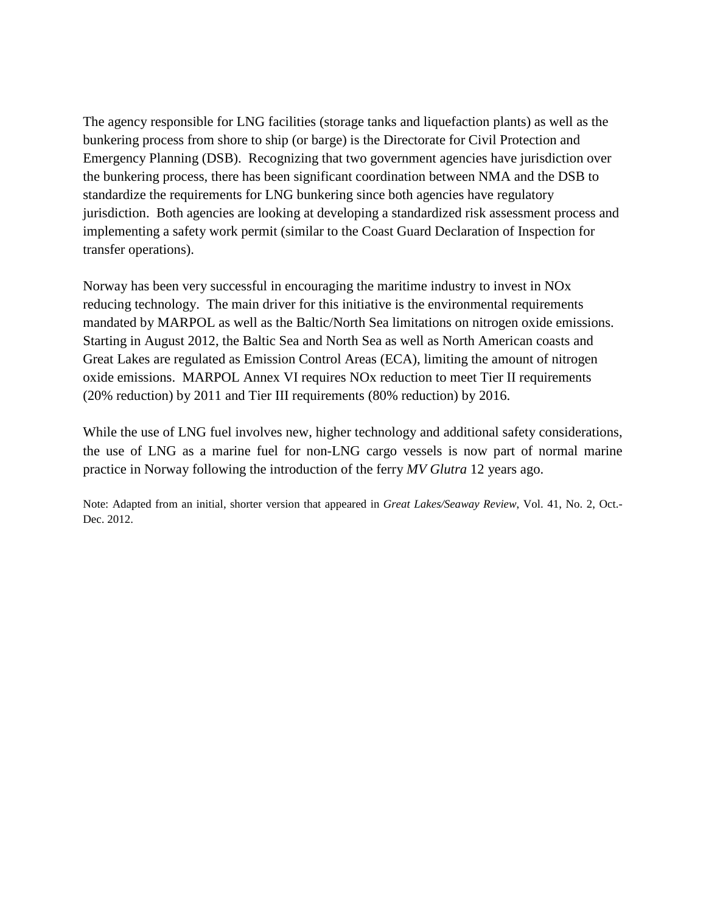The agency responsible for LNG facilities (storage tanks and liquefaction plants) as well as the bunkering process from shore to ship (or barge) is the Directorate for Civil Protection and Emergency Planning (DSB). Recognizing that two government agencies have jurisdiction over the bunkering process, there has been significant coordination between NMA and the DSB to standardize the requirements for LNG bunkering since both agencies have regulatory jurisdiction. Both agencies are looking at developing a standardized risk assessment process and implementing a safety work permit (similar to the Coast Guard Declaration of Inspection for transfer operations).

Norway has been very successful in encouraging the maritime industry to invest in NOx reducing technology. The main driver for this initiative is the environmental requirements mandated by MARPOL as well as the Baltic/North Sea limitations on nitrogen oxide emissions. Starting in August 2012, the Baltic Sea and North Sea as well as North American coasts and Great Lakes are regulated as Emission Control Areas (ECA), limiting the amount of nitrogen oxide emissions. MARPOL Annex VI requires NOx reduction to meet Tier II requirements (20% reduction) by 2011 and Tier III requirements (80% reduction) by 2016.

While the use of LNG fuel involves new, higher technology and additional safety considerations, the use of LNG as a marine fuel for non-LNG cargo vessels is now part of normal marine practice in Norway following the introduction of the ferry *MV Glutra* 12 years ago.

Note: Adapted from an initial, shorter version that appeared in *Great Lakes/Seaway Review*, Vol. 41, No. 2, Oct.-Dec. 2012.